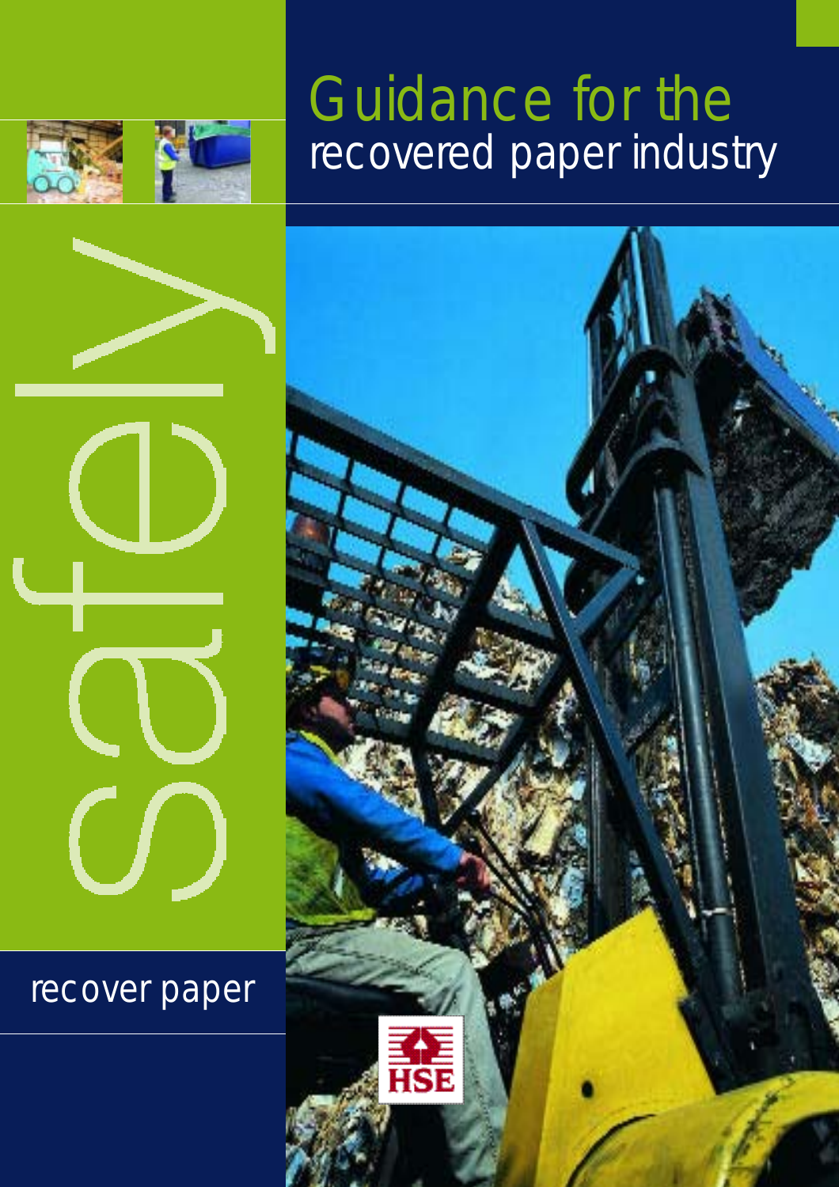# Guidance for the recovered paper industry

safely

recover paper

HSE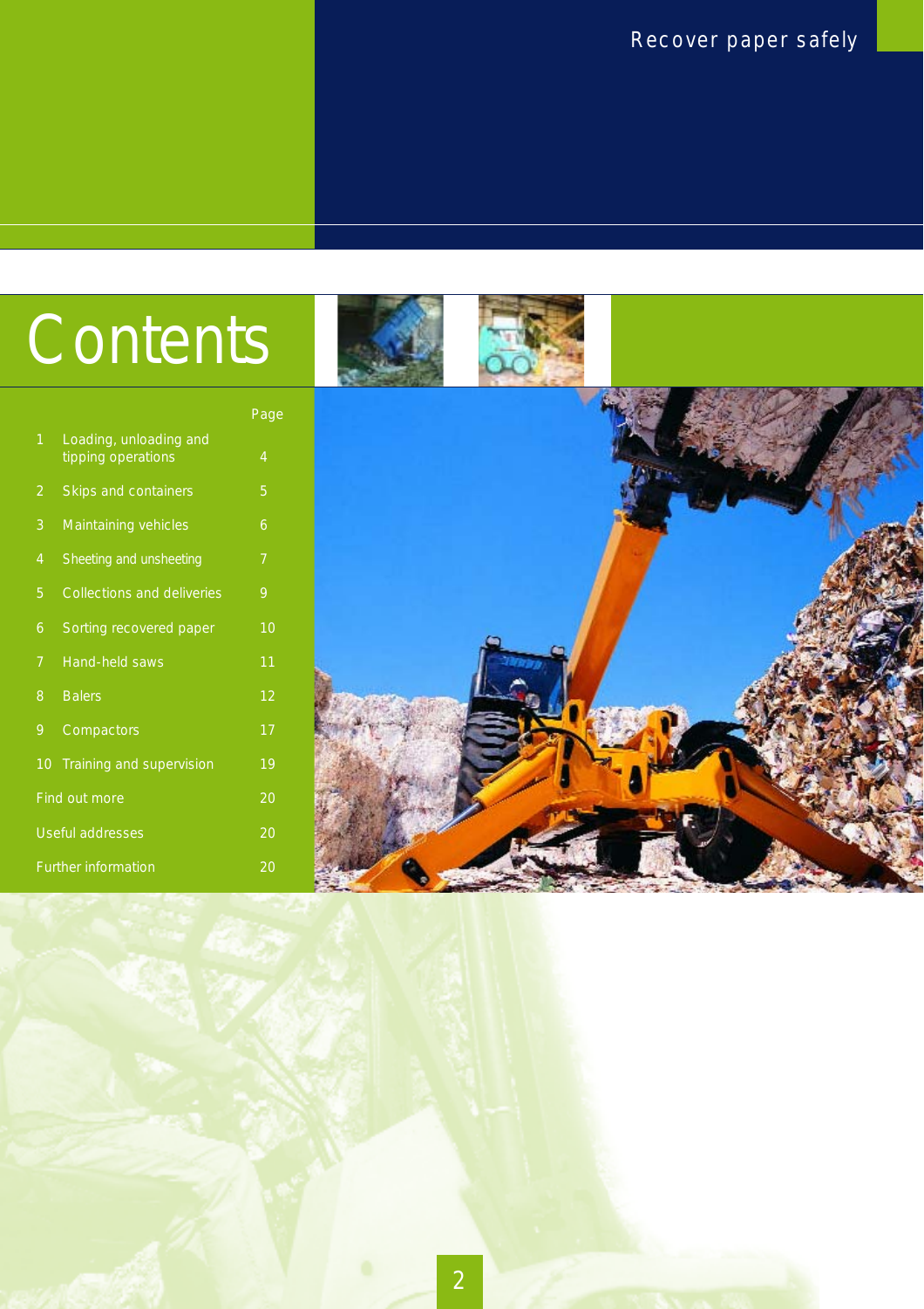# Contents

| | | Page |
|---|---|---|
| 1 | Loading, unloading and tipping operations | 4 |
| 2 | Skips and containers | 5 |
| 3 | Maintaining vehicles | 6 |
| 4 | Sheeting and unsheeting | 7 |
| 5 | Collections and deliveries | 9 |
| 6 | Sorting recovered paper | 10 |
| 7 | Hand-held saws | 11 |
| 8 | Balers | 12 |
| 9 | Compactors | 17 |
| 10 | Training and supervision | 19 |
| | Find out more | 20 |
| | Useful addresses | 20 |
| | Further information | 20 |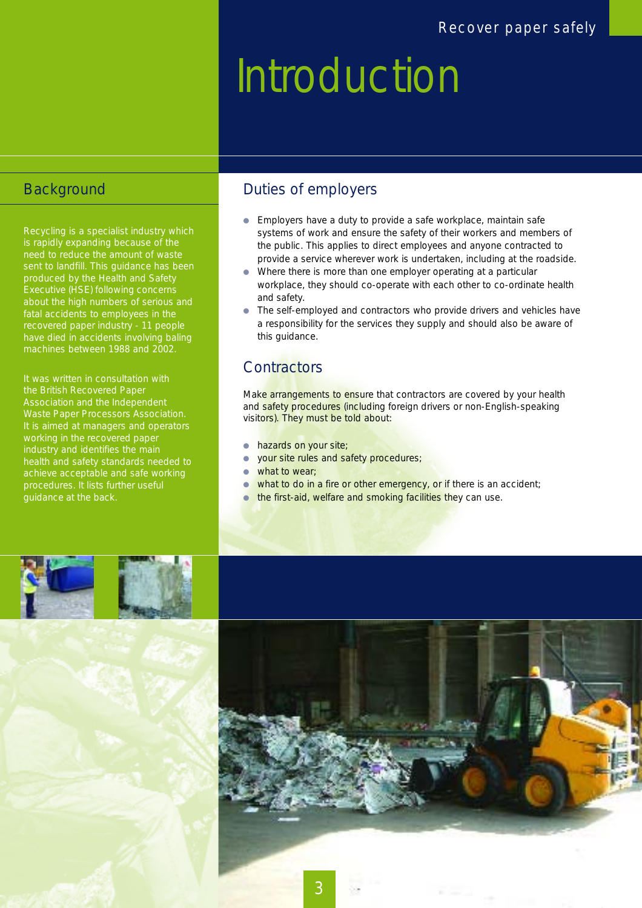# Introduction

## Background

Recycling is a specialist industry which is rapidly expanding because of the need to reduce the amount of waste sent to landfill. This guidance has been produced by the Health and Safety Executive (HSE) following concerns about the high numbers of serious and fatal accidents to employees in the recovered paper industry - 11 people have died in accidents involving baling machines between 1988 and 2002.

It was written in consultation with the British Recovered Paper Association and the Independent Waste Paper Processors Association. It is aimed at managers and operators working in the recovered paper industry and identifies the main health and safety standards needed to achieve acceptable and safe working procedures. It lists further useful guidance at the back.

## Duties of employers

- Employers have a duty to provide a safe workplace, maintain safe systems of work and ensure the safety of their workers and members of the public. This applies to direct employees and anyone contracted to provide a service wherever work is undertaken, including at the roadside.
- Where there is more than one employer operating at a particular workplace, they should co-operate with each other to co-ordinate health and safety.
- The self-employed and contractors who provide drivers and vehicles have a responsibility for the services they supply and should also be aware of this guidance.

## Contractors

Make arrangements to ensure that contractors are covered by your health and safety procedures (including foreign drivers or non-English-speaking visitors). They must be told about:

- hazards on your site;
- your site rules and safety procedures;
- what to wear;
- what to do in a fire or other emergency, or if there is an accident;
- the first-aid, welfare and smoking facilities they can use.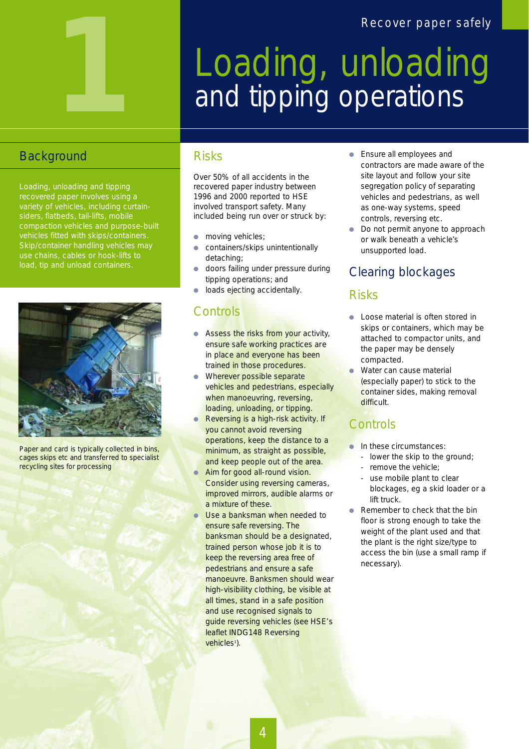# 1 Loading, unloading and tipping operations

## Background

Loading, unloading and tipping recovered paper involves using a variety of vehicles, including curtain-siders, flatbeds, tail-lifts, mobile compaction vehicles and purpose-built vehicles fitted with skips/containers. Skip/container handling vehicles may use chains, cables or hook-lifts to load, tip and unload containers.

Paper and card is typically collected in bins, cages skips etc and transferred to specialist recycling sites for processing

## Risks

Over 50% of all accidents in the recovered paper industry between 1996 and 2000 reported to HSE involved transport safety. Many included being run over or struck by:

- moving vehicles;
- containers/skips unintentionally detaching;
- doors failing under pressure during tipping operations; and
- loads ejecting accidentally.

## Controls

- Assess the risks from your activity, ensure safe working practices are in place and everyone has been trained in those procedures.
- Wherever possible separate vehicles and pedestrians, especially when manoeuvring, reversing, loading, unloading, or tipping.
- Reversing is a high-risk activity. If you cannot avoid reversing operations, keep the distance to a minimum, as straight as possible, and keep people out of the area.
- Aim for good all-round vision. Consider using reversing cameras, improved mirrors, audible alarms or a mixture of these.
- Use a banksman when needed to ensure safe reversing. The banksman should be a designated, trained person whose job it is to keep the reversing area free of pedestrians and ensure a safe manoeuvre. Banksmen should wear high-visibility clothing, be visible at all times, stand in a safe position and use recognised signals to guide reversing vehicles (see HSE's leaflet INDG148 Reversing vehicles[1]).
- Ensure all employees and contractors are made aware of the site layout and follow your site segregation policy of separating vehicles and pedestrians, as well as one-way systems, speed controls, reversing etc.
- Do not permit anyone to approach or walk beneath a vehicle's unsupported load.

## Clearing blockages

### Risks

- Loose material is often stored in skips or containers, which may be attached to compactor units, and the paper may be densely compacted.
- Water can cause material (especially paper) to stick to the container sides, making removal difficult.

### Controls

- In these circumstances:
  - lower the skip to the ground;
  - remove the vehicle;
  - use mobile plant to clear blockages, eg a skid loader or a lift truck.
- Remember to check that the bin floor is strong enough to take the weight of the plant used and that the plant is the right size/type to access the bin (use a small ramp if necessary).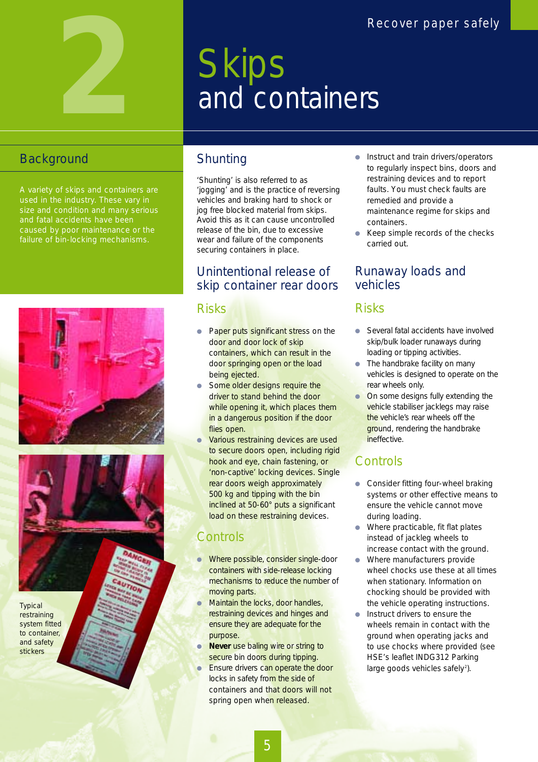# 2 Skips and containers

## Background

A variety of skips and containers are used in the industry. These vary in size and condition and many serious and fatal accidents have been caused by poor maintenance or the failure of bin-locking mechanisms.

Typical restraining system fitted to container, and safety stickers

## Shunting

'Shunting' is also referred to as 'jogging' and is the practice of reversing vehicles and braking hard to shock or jog free blocked material from skips. Avoid this as it can cause uncontrolled release of the bin, due to excessive wear and failure of the components securing containers in place.

## Unintentional release of skip container rear doors

### Risks

- Paper puts significant stress on the door and door lock of skip containers, which can result in the door springing open or the load being ejected.
- Some older designs require the driver to stand behind the door while opening it, which places them in a dangerous position if the door flies open.
- Various restraining devices are used to secure doors open, including rigid hook and eye, chain fastening, or 'non-captive' locking devices. Single rear doors weigh approximately 500 kg and tipping with the bin inclined at 50-60° puts a significant load on these restraining devices.

### Controls

- Where possible, consider single-door containers with side-release locking mechanisms to reduce the number of moving parts.
- Maintain the locks, door handles, restraining devices and hinges and ensure they are adequate for the purpose.
- **Never** use baling wire or string to secure bin doors during tipping.
- Ensure drivers can operate the door locks in safety from the side of containers and that doors will not spring open when released.
- Instruct and train drivers/operators to regularly inspect bins, doors and restraining devices and to report faults. You must check faults are remedied and provide a maintenance regime for skips and containers.
- Keep simple records of the checks carried out.

## Runaway loads and vehicles

### Risks

- Several fatal accidents have involved skip/bulk loader runaways during loading or tipping activities.
- The handbrake facility on many vehicles is designed to operate on the rear wheels only.
- On some designs fully extending the vehicle stabiliser jacklegs may raise the vehicle's rear wheels off the ground, rendering the handbrake ineffective.

### Controls

- Consider fitting four-wheel braking systems or other effective means to ensure the vehicle cannot move during loading.
- Where practicable, fit flat plates instead of jackleg wheels to increase contact with the ground.
- Where manufacturers provide wheel chocks use these at all times when stationary. Information on chocking should be provided with the vehicle operating instructions.
- Instruct drivers to ensure the wheels remain in contact with the ground when operating jacks and to use chocks where provided (see HSE's leaflet INDG312 *Parking large goods vehicles safely*[2]).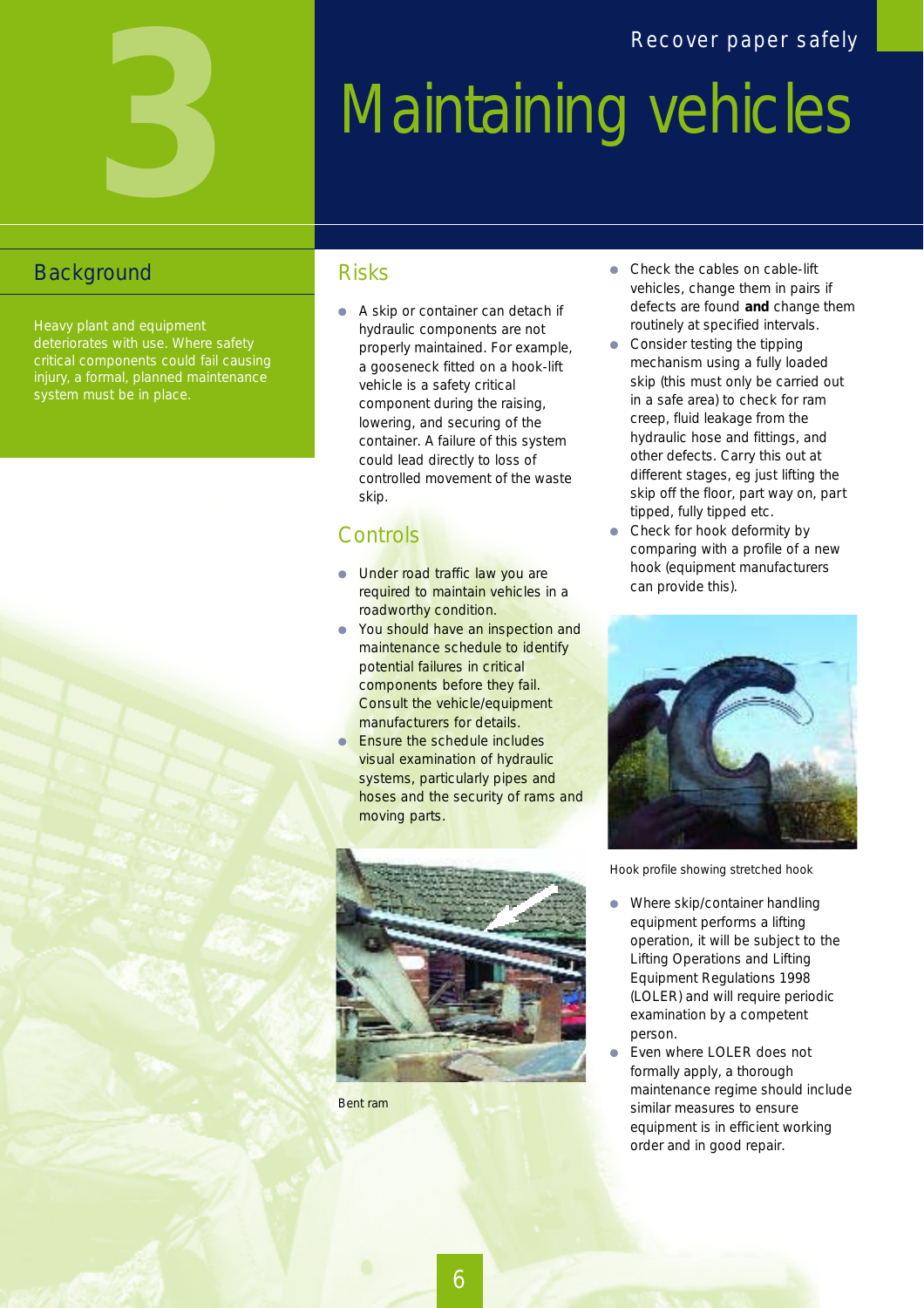# 3 Maintaining vehicles

## Background

Heavy plant and equipment deteriorates with use. Where safety critical components could fail causing injury, a formal, planned maintenance system must be in place.

## Risks

- A skip or container can detach if hydraulic components are not properly maintained. For example, a gooseneck fitted on a hook-lift vehicle is a safety critical component during the raising, lowering, and securing of the container. A failure of this system could lead directly to loss of controlled movement of the waste skip.

## Controls

- Under road traffic law you are required to maintain vehicles in a roadworthy condition.
- You should have an inspection and maintenance schedule to identify potential failures in critical components before they fail. Consult the vehicle/equipment manufacturers for details.
- Ensure the schedule includes visual examination of hydraulic systems, particularly pipes and hoses and the security of rams and moving parts.

Bent ram

- Check the cables on cable-lift vehicles, change them in pairs if defects are found **and** change them routinely at specified intervals.
- Consider testing the tipping mechanism using a fully loaded skip (this must only be carried out in a safe area) to check for ram creep, fluid leakage from the hydraulic hose and fittings, and other defects. Carry this out at different stages, eg just lifting the skip off the floor, part way on, part tipped, fully tipped etc.
- Check for hook deformity by comparing with a profile of a new hook (equipment manufacturers can provide this).

Hook profile showing stretched hook

- Where skip/container handling equipment performs a lifting operation, it will be subject to the Lifting Operations and Lifting Equipment Regulations 1998 (LOLER) and will require periodic examination by a competent person.
- Even where LOLER does not formally apply, a thorough maintenance regime should include similar measures to ensure equipment is in efficient working order and in good repair.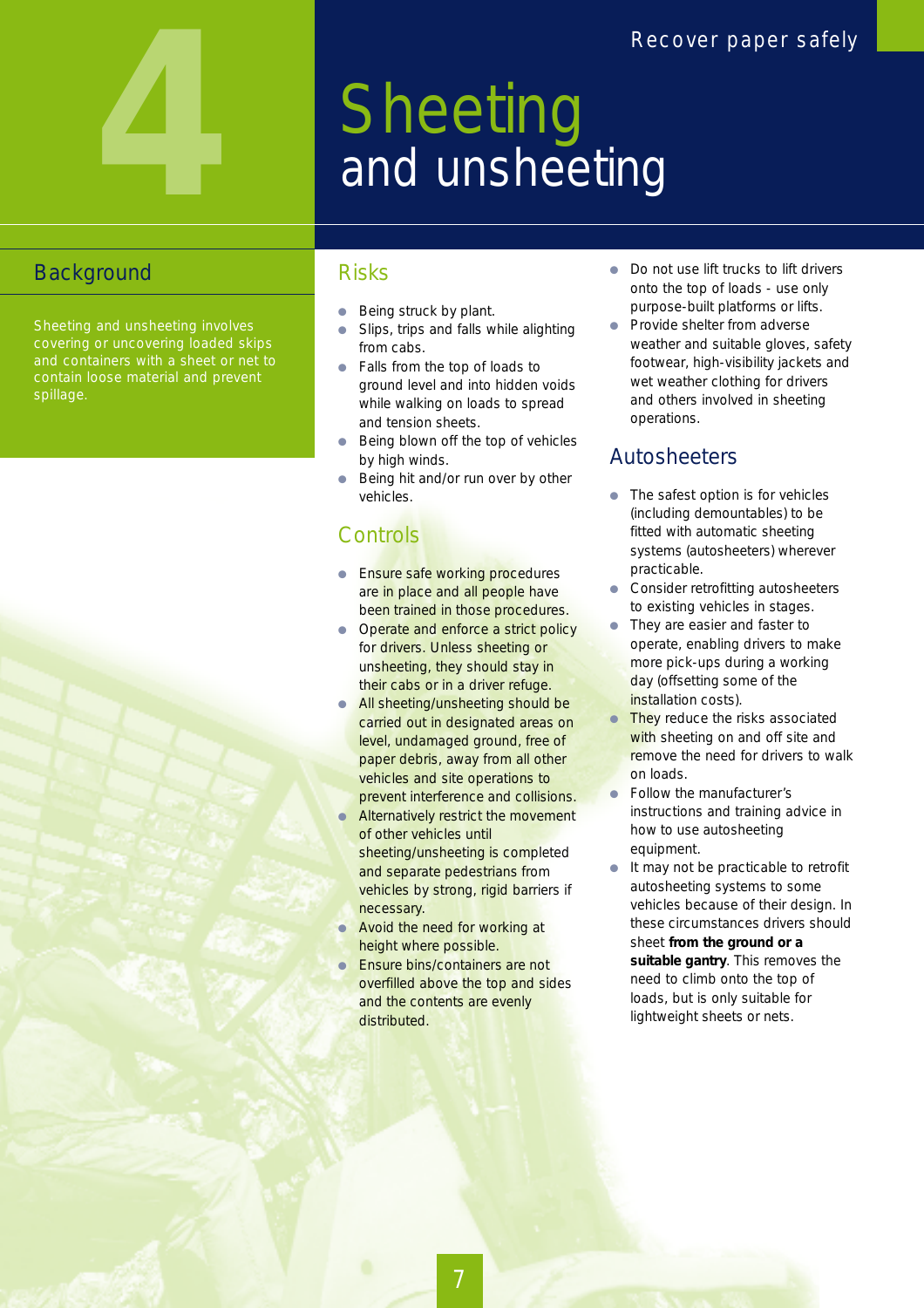# 4 Sheeting and unsheeting

## Background

Sheeting and unsheeting involves covering or uncovering loaded skips and containers with a sheet or net to contain loose material and prevent spillage.

## Risks

- Being struck by plant.
- Slips, trips and falls while alighting from cabs.
- Falls from the top of loads to ground level and into hidden voids while walking on loads to spread and tension sheets.
- Being blown off the top of vehicles by high winds.
- Being hit and/or run over by other vehicles.

## Controls

- Ensure safe working procedures are in place and all people have been trained in those procedures.
- Operate and enforce a strict policy for drivers. Unless sheeting or unsheeting, they should stay in their cabs or in a driver refuge.
- All sheeting/unsheeting should be carried out in designated areas on level, undamaged ground, free of paper debris, away from all other vehicles and site operations to prevent interference and collisions.
- Alternatively restrict the movement of other vehicles until sheeting/unsheeting is completed and separate pedestrians from vehicles by strong, rigid barriers if necessary.
- Avoid the need for working at height where possible.
- Ensure bins/containers are not overfilled above the top and sides and the contents are evenly distributed.
- Do not use lift trucks to lift drivers onto the top of loads - use only purpose-built platforms or lifts.
- Provide shelter from adverse weather and suitable gloves, safety footwear, high-visibility jackets and wet weather clothing for drivers and others involved in sheeting operations.

## Autosheeters

- The safest option is for vehicles (including demountables) to be fitted with automatic sheeting systems (autosheeters) wherever practicable.
- Consider retrofitting autosheeters to existing vehicles in stages.
- They are easier and faster to operate, enabling drivers to make more pick-ups during a working day (offsetting some of the installation costs).
- They reduce the risks associated with sheeting on and off site and remove the need for drivers to walk on loads.
- Follow the manufacturer's instructions and training advice in how to use autosheeting equipment.
- It may not be practicable to retrofit autosheeting systems to some vehicles because of their design. In these circumstances drivers should sheet **from the ground or a suitable gantry**. This removes the need to climb onto the top of loads, but is only suitable for lightweight sheets or nets.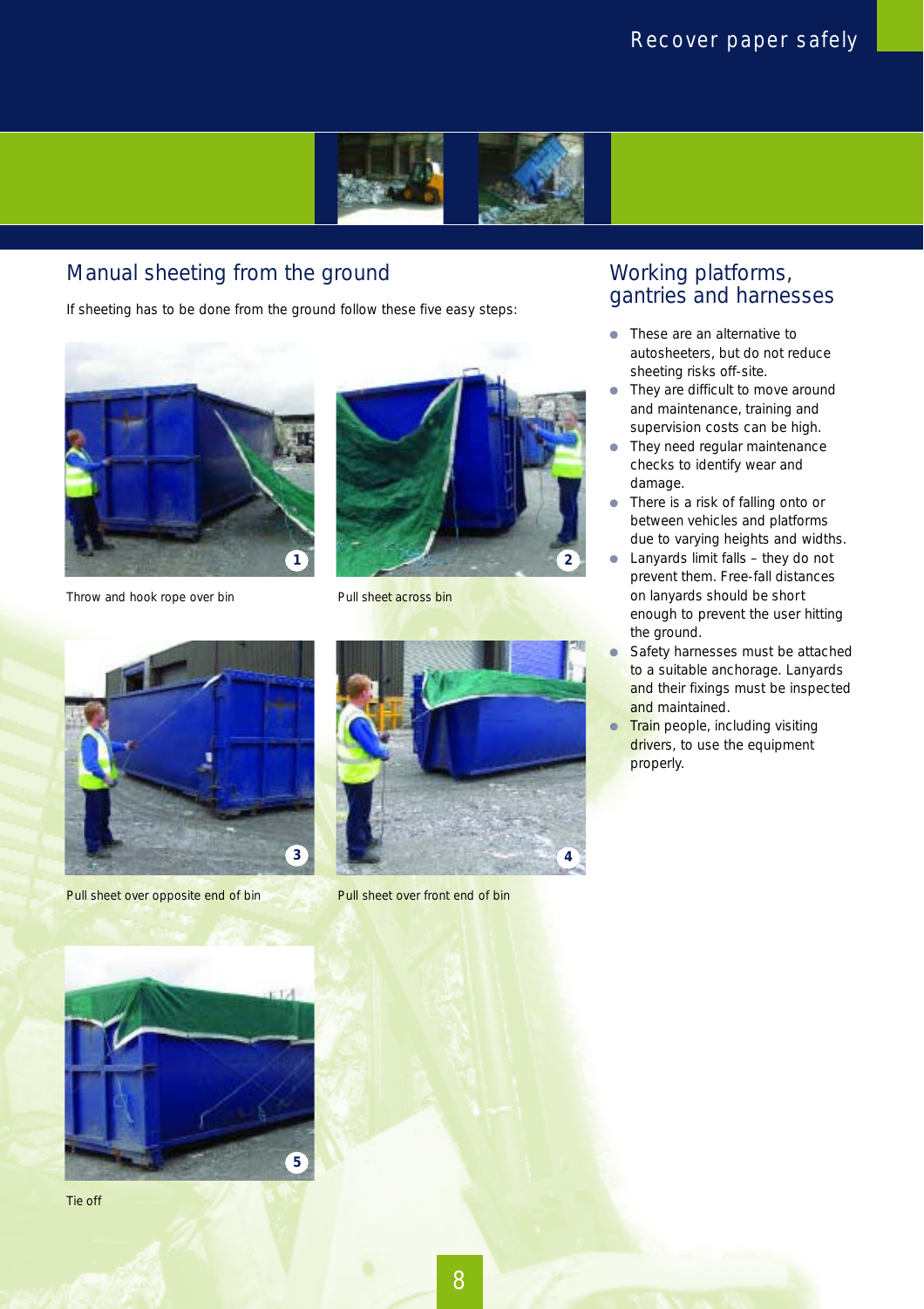## Manual sheeting from the ground

If sheeting has to be done from the ground follow these five easy steps:

1 Throw and hook rope over bin

2 Pull sheet across bin

3 Pull sheet over opposite end of bin

4 Pull sheet over front end of bin

5 Tie off

## Working platforms, gantries and harnesses

- These are an alternative to autosheeters, but do not reduce sheeting risks off-site.
- They are difficult to move around and maintenance, training and supervision costs can be high.
- They need regular maintenance checks to identify wear and damage.
- There is a risk of falling onto or between vehicles and platforms due to varying heights and widths.
- Lanyards limit falls – they do not prevent them. Free-fall distances on lanyards should be short enough to prevent the user hitting the ground.
- Safety harnesses must be attached to a suitable anchorage. Lanyards and their fixings must be inspected and maintained.
- Train people, including visiting drivers, to use the equipment properly.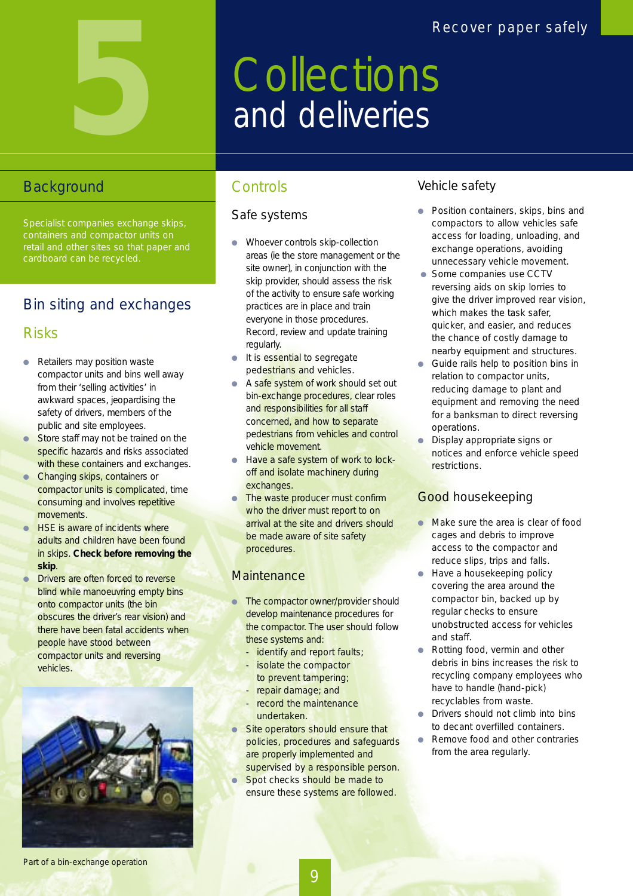# 5 Collections and deliveries

## Background

Specialist companies exchange skips, containers and compactor units on retail and other sites so that paper and cardboard can be recycled.

## Bin siting and exchanges

### Risks

- Retailers may position waste compactor units and bins well away from their 'selling activities' in awkward spaces, jeopardising the safety of drivers, members of the public and site employees.
- Store staff may not be trained on the specific hazards and risks associated with these containers and exchanges.
- Changing skips, containers or compactor units is complicated, time consuming and involves repetitive movements.
- HSE is aware of incidents where adults and children have been found in skips. **Check before removing the skip**.
- Drivers are often forced to reverse blind while manoeuvring empty bins onto compactor units (the bin obscures the driver's rear vision) and there have been fatal accidents when people have stood between compactor units and reversing vehicles.

Part of a bin-exchange operation

## Controls

### Safe systems

- Whoever controls skip-collection areas (ie the store management or the site owner), in conjunction with the skip provider, should assess the risk of the activity to ensure safe working practices are in place and train everyone in those procedures. Record, review and update training regularly.
- It is essential to segregate pedestrians and vehicles.
- A safe system of work should set out bin-exchange procedures, clear roles and responsibilities for all staff concerned, and how to separate pedestrians from vehicles and control vehicle movement.
- Have a safe system of work to lock-off and isolate machinery during exchanges.
- The waste producer must confirm who the driver must report to on arrival at the site and drivers should be made aware of site safety procedures.

### Maintenance

- The compactor owner/provider should develop maintenance procedures for the compactor. The user should follow these systems and:
  - identify and report faults;
  - isolate the compactor to prevent tampering;
  - repair damage; and
  - record the maintenance undertaken.
- Site operators should ensure that policies, procedures and safeguards are properly implemented and supervised by a responsible person.
- Spot checks should be made to ensure these systems are followed.

### Vehicle safety

- Position containers, skips, bins and compactors to allow vehicles safe access for loading, unloading, and exchange operations, avoiding unnecessary vehicle movement.
- Some companies use CCTV reversing aids on skip lorries to give the driver improved rear vision, which makes the task safer, quicker, and easier, and reduces the chance of costly damage to nearby equipment and structures.
- Guide rails help to position bins in relation to compactor units, reducing damage to plant and equipment and removing the need for a banksman to direct reversing operations.
- Display appropriate signs or notices and enforce vehicle speed restrictions.

### Good housekeeping

- Make sure the area is clear of food cages and debris to improve access to the compactor and reduce slips, trips and falls.
- Have a housekeeping policy covering the area around the compactor bin, backed up by regular checks to ensure unobstructed access for vehicles and staff.
- Rotting food, vermin and other debris in bins increases the risk to recycling company employees who have to handle (hand-pick) recyclables from waste.
- Drivers should not climb into bins to decant overfilled containers.
- Remove food and other contraries from the area regularly.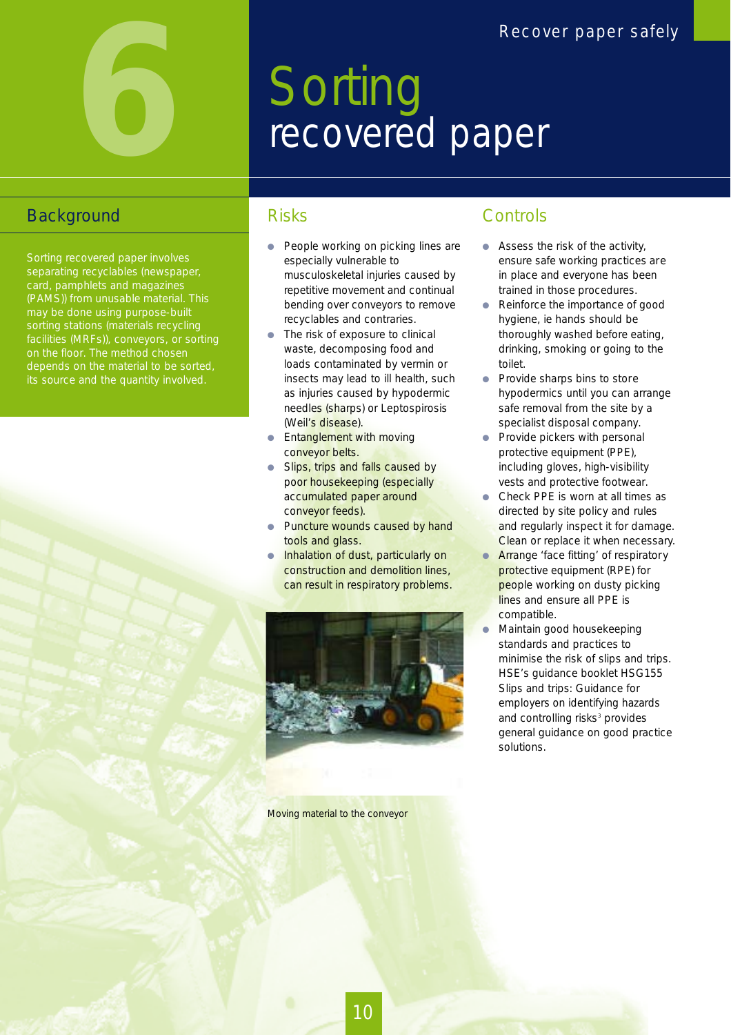# 6 Sorting recovered paper

## Background

Sorting recovered paper involves separating recyclables (newspaper, card, pamphlets and magazines (PAMS)) from unusable material. This may be done using purpose-built sorting stations (materials recycling facilities (MRFs)), conveyors, or sorting on the floor. The method chosen depends on the material to be sorted, its source and the quantity involved.

## Risks

- People working on picking lines are especially vulnerable to musculoskeletal injuries caused by repetitive movement and continual bending over conveyors to remove recyclables and contraries.
- The risk of exposure to clinical waste, decomposing food and loads contaminated by vermin or insects may lead to ill health, such as injuries caused by hypodermic needles (sharps) or Leptospirosis (Weil's disease).
- Entanglement with moving conveyor belts.
- Slips, trips and falls caused by poor housekeeping (especially accumulated paper around conveyor feeds).
- Puncture wounds caused by hand tools and glass.
- Inhalation of dust, particularly on construction and demolition lines, can result in respiratory problems.

Moving material to the conveyor

## Controls

- Assess the risk of the activity, ensure safe working practices are in place and everyone has been trained in those procedures.
- Reinforce the importance of good hygiene, ie hands should be thoroughly washed before eating, drinking, smoking or going to the toilet.
- Provide sharps bins to store hypodermics until you can arrange safe removal from the site by a specialist disposal company.
- Provide pickers with personal protective equipment (PPE), including gloves, high-visibility vests and protective footwear.
- Check PPE is worn at all times as directed by site policy and rules and regularly inspect it for damage. Clean or replace it when necessary.
- Arrange 'face fitting' of respiratory protective equipment (RPE) for people working on dusty picking lines and ensure all PPE is compatible.
- Maintain good housekeeping standards and practices to minimise the risk of slips and trips. HSE's guidance booklet HSG155 *Slips and trips: Guidance for employers on identifying hazards and controlling risks*[3] provides general guidance on good practice solutions.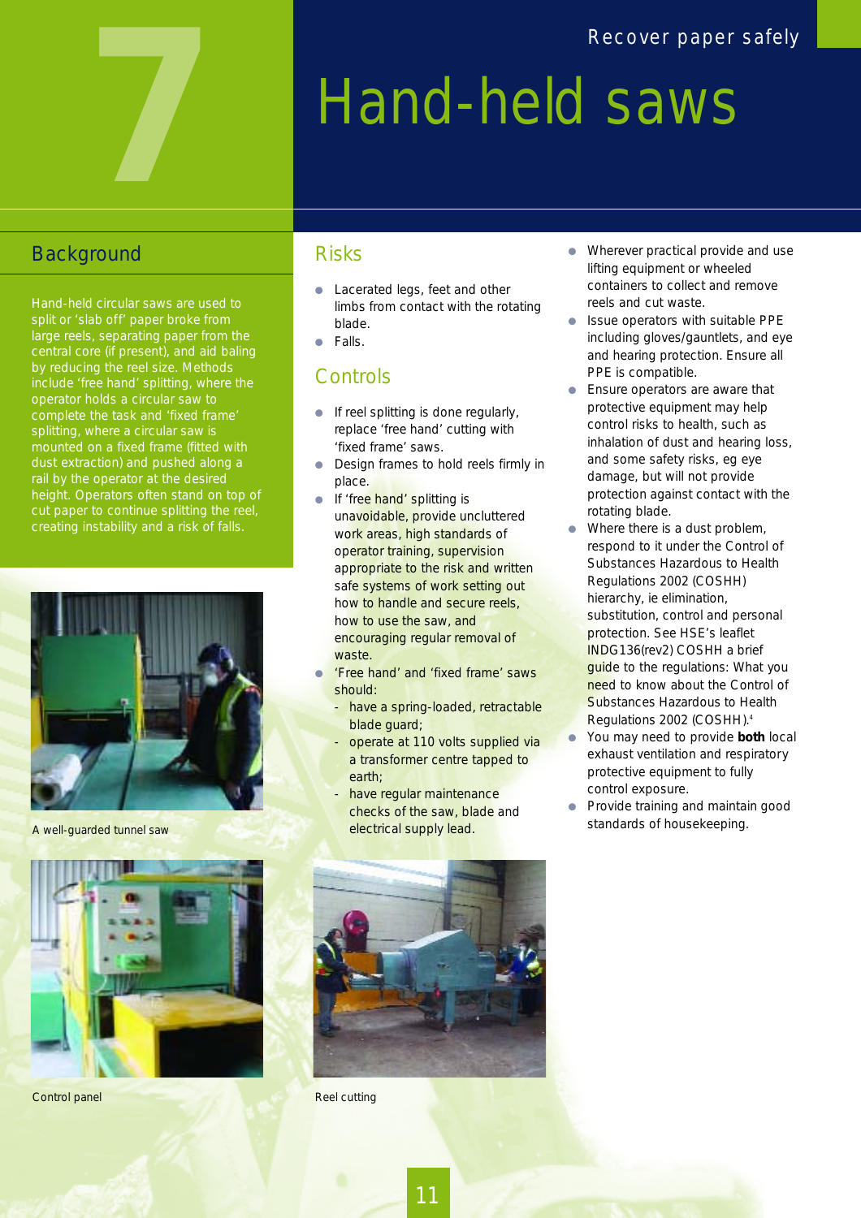# 7 Hand-held saws

## Background

Hand-held circular saws are used to split or 'slab off' paper broke from large reels, separating paper from the central core (if present), and aid baling by reducing the reel size. Methods include 'free hand' splitting, where the operator holds a circular saw to complete the task and 'fixed frame' splitting, where a circular saw is mounted on a fixed frame (fitted with dust extraction) and pushed along a rail by the operator at the desired height. Operators often stand on top of cut paper to continue splitting the reel, creating instability and a risk of falls.

A well-guarded tunnel saw

Control panel

## Risks

- Lacerated legs, feet and other limbs from contact with the rotating blade.
- Falls.

## Controls

- If reel splitting is done regularly, replace 'free hand' cutting with 'fixed frame' saws.
- Design frames to hold reels firmly in place.
- If 'free hand' splitting is unavoidable, provide uncluttered work areas, high standards of operator training, supervision appropriate to the risk and written safe systems of work setting out how to handle and secure reels, how to use the saw, and encouraging regular removal of waste.
- 'Free hand' and 'fixed frame' saws should:
  - have a spring-loaded, retractable blade guard;
  - operate at 110 volts supplied via a transformer centre tapped to earth;
  - have regular maintenance checks of the saw, blade and electrical supply lead.
- Wherever practical provide and use lifting equipment or wheeled containers to collect and remove reels and cut waste.
- Issue operators with suitable PPE including gloves/gauntlets, and eye and hearing protection. Ensure all PPE is compatible.
- Ensure operators are aware that protective equipment may help control risks to health, such as inhalation of dust and hearing loss, and some safety risks, eg eye damage, but will not provide protection against contact with the rotating blade.
- Where there is a dust problem, respond to it under the Control of Substances Hazardous to Health Regulations 2002 (COSHH) hierarchy, ie elimination, substitution, control and personal protection. See HSE's leaflet INDG136(rev2) COSHH a brief guide to the regulations: What you need to know about the Control of Substances Hazardous to Health Regulations 2002 (COSHH).[4]
- You may need to provide **both** local exhaust ventilation and respiratory protective equipment to fully control exposure.
- Provide training and maintain good standards of housekeeping.

Reel cutting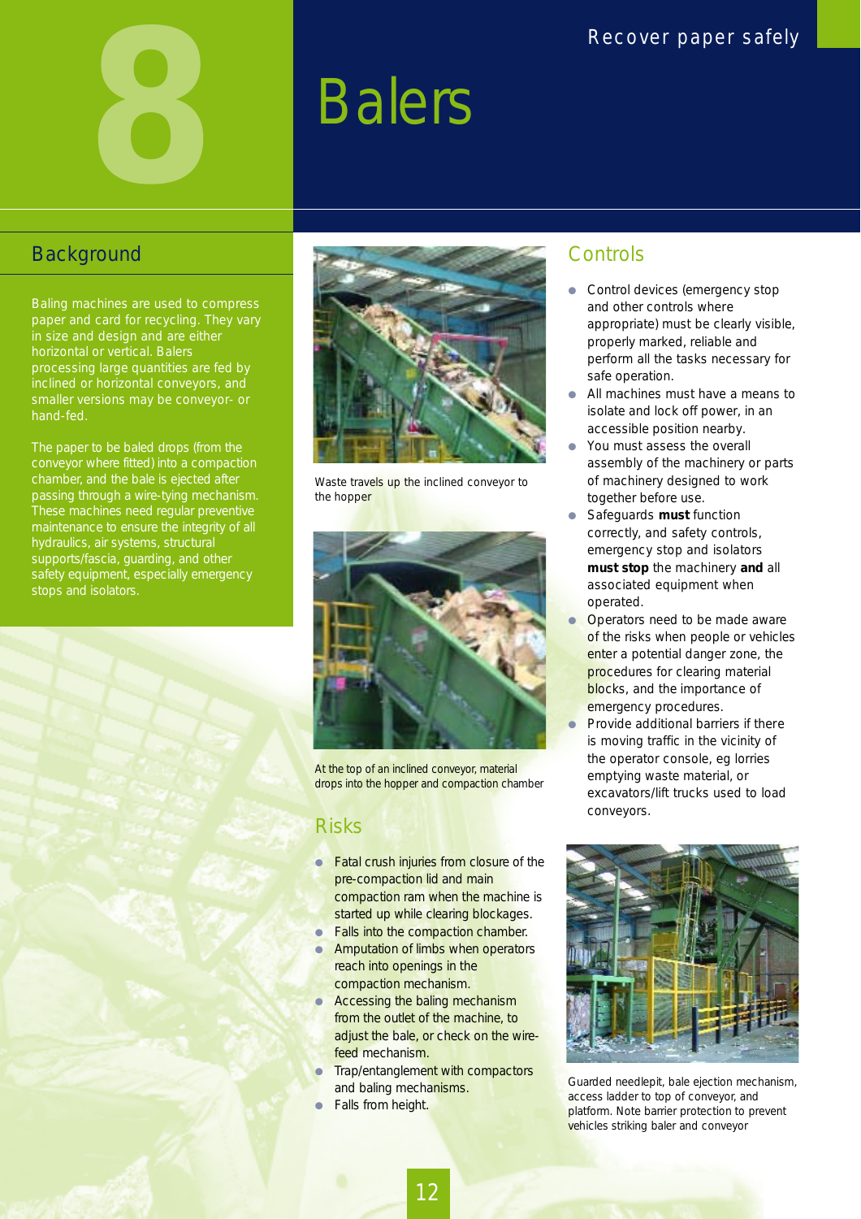# 8 Balers

## Background

Baling machines are used to compress paper and card for recycling. They vary in size and design and are either horizontal or vertical. Balers processing large quantities are fed by inclined or horizontal conveyors, and smaller versions may be conveyor- or hand-fed.

The paper to be baled drops (from the conveyor where fitted) into a compaction chamber, and the bale is ejected after passing through a wire-tying mechanism. These machines need regular preventive maintenance to ensure the integrity of all hydraulics, air systems, structural supports/fascia, guarding, and other safety equipment, especially emergency stops and isolators.

Waste travels up the inclined conveyor to the hopper

At the top of an inclined conveyor, material drops into the hopper and compaction chamber

## Risks

- Fatal crush injuries from closure of the pre-compaction lid and main compaction ram when the machine is started up while clearing blockages.
- Falls into the compaction chamber.
- Amputation of limbs when operators reach into openings in the compaction mechanism.
- Accessing the baling mechanism from the outlet of the machine, to adjust the bale, or check on the wire-feed mechanism.
- Trap/entanglement with compactors and baling mechanisms.
- Falls from height.

## Controls

- Control devices (emergency stop and other controls where appropriate) must be clearly visible, properly marked, reliable and perform all the tasks necessary for safe operation.
- All machines must have a means to isolate and lock off power, in an accessible position nearby.
- You must assess the overall assembly of the machinery or parts of machinery designed to work together before use.
- Safeguards **must** function correctly, and safety controls, emergency stop and isolators **must stop** the machinery **and** all associated equipment when operated.
- Operators need to be made aware of the risks when people or vehicles enter a potential danger zone, the procedures for clearing material blocks, and the importance of emergency procedures.
- Provide additional barriers if there is moving traffic in the vicinity of the operator console, eg lorries emptying waste material, or excavators/lift trucks used to load conveyors.

Guarded needlepit, bale ejection mechanism, access ladder to top of conveyor, and platform. Note barrier protection to prevent vehicles striking baler and conveyor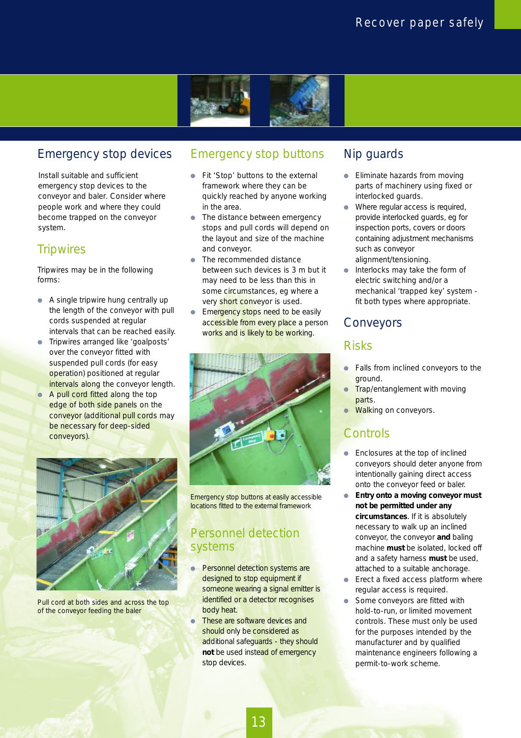## Emergency stop devices

Install suitable and sufficient emergency stop devices to the conveyor and baler. Consider where people work and where they could become trapped on the conveyor system.

### Tripwires

Tripwires may be in the following forms:

- A single tripwire hung centrally up the length of the conveyor with pull cords suspended at regular intervals that can be reached easily.
- Tripwires arranged like 'goalposts' over the conveyor fitted with suspended pull cords (for easy operation) positioned at regular intervals along the conveyor length.
- A pull cord fitted along the top edge of both side panels on the conveyor (additional pull cords may be necessary for deep-sided conveyors).

Pull cord at both sides and across the top of the conveyor feeding the baler

## Emergency stop buttons

- Fit 'Stop' buttons to the external framework where they can be quickly reached by anyone working in the area.
- The distance between emergency stops and pull cords will depend on the layout and size of the machine and conveyor.
- The recommended distance between such devices is 3 m but it may need to be less than this in some circumstances, eg where a very short conveyor is used.
- Emergency stops need to be easily accessible from every place a person works and is likely to be working.

Emergency stop buttons at easily accessible locations fitted to the external framework

## Personnel detection systems

- Personnel detection systems are designed to stop equipment if someone wearing a signal emitter is identified or a detector recognises body heat.
- These are software devices and should only be considered as additional safeguards - they should **not** be used instead of emergency stop devices.

## Nip guards

- Eliminate hazards from moving parts of machinery using fixed or interlocked guards.
- Where regular access is required, provide interlocked guards, eg for inspection ports, covers or doors containing adjustment mechanisms such as conveyor alignment/tensioning.
- Interlocks may take the form of electric switching and/or a mechanical 'trapped key' system - fit both types where appropriate.

## Conveyors

### Risks

- Falls from inclined conveyors to the ground.
- Trap/entanglement with moving parts.
- Walking on conveyors.

### Controls

- Enclosures at the top of inclined conveyors should deter anyone from intentionally gaining direct access onto the conveyor feed or baler.
- **Entry onto a moving conveyor must not be permitted under any circumstances**. If it is absolutely necessary to walk up an inclined conveyor, the conveyor **and** baling machine **must** be isolated, locked off and a safety harness **must** be used, attached to a suitable anchorage.
- Erect a fixed access platform where regular access is required.
- Some conveyors are fitted with hold-to-run, or limited movement controls. These must only be used for the purposes intended by the manufacturer and by qualified maintenance engineers following a permit-to-work scheme.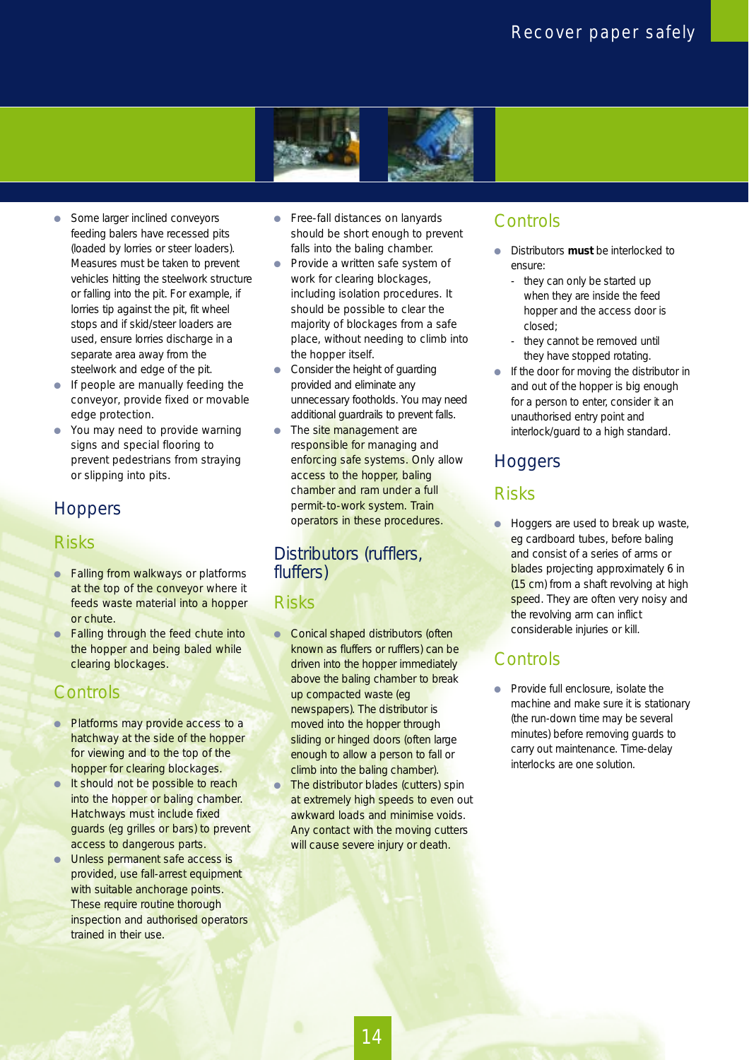- Some larger inclined conveyors feeding balers have recessed pits (loaded by lorries or steer loaders). Measures must be taken to prevent vehicles hitting the steelwork structure or falling into the pit. For example, if lorries tip against the pit, fit wheel stops and if skid/steer loaders are used, ensure lorries discharge in a separate area away from the steelwork and edge of the pit.
- If people are manually feeding the conveyor, provide fixed or movable edge protection.
- You may need to provide warning signs and special flooring to prevent pedestrians from straying or slipping into pits.

## Hoppers

### Risks

- Falling from walkways or platforms at the top of the conveyor where it feeds waste material into a hopper or chute.
- Falling through the feed chute into the hopper and being baled while clearing blockages.

### Controls

- Platforms may provide access to a hatchway at the side of the hopper for viewing and to the top of the hopper for clearing blockages.
- It should not be possible to reach into the hopper or baling chamber. Hatchways must include fixed guards (eg grilles or bars) to prevent access to dangerous parts.
- Unless permanent safe access is provided, use fall-arrest equipment with suitable anchorage points. These require routine thorough inspection and authorised operators trained in their use.
- Free-fall distances on lanyards should be short enough to prevent falls into the baling chamber.
- Provide a written safe system of work for clearing blockages, including isolation procedures. It should be possible to clear the majority of blockages from a safe place, without needing to climb into the hopper itself.
- Consider the height of guarding provided and eliminate any unnecessary footholds. You may need additional guardrails to prevent falls.
- The site management are responsible for managing and enforcing safe systems. Only allow access to the hopper, baling chamber and ram under a full permit-to-work system. Train operators in these procedures.

## Distributors (rufflers, fluffers)

### Risks

- Conical shaped distributors (often known as fluffers or rufflers) can be driven into the hopper immediately above the baling chamber to break up compacted waste (eg newspapers). The distributor is moved into the hopper through sliding or hinged doors (often large enough to allow a person to fall or climb into the baling chamber).
- The distributor blades (cutters) spin at extremely high speeds to even out awkward loads and minimise voids. Any contact with the moving cutters will cause severe injury or death.

### Controls

- Distributors **must** be interlocked to ensure:
  - they can only be started up when they are inside the feed hopper and the access door is closed;
  - they cannot be removed until they have stopped rotating.
- If the door for moving the distributor in and out of the hopper is big enough for a person to enter, consider it an unauthorised entry point and interlock/guard to a high standard.

## Hoggers

### Risks

- Hoggers are used to break up waste, eg cardboard tubes, before baling and consist of a series of arms or blades projecting approximately 6 in (15 cm) from a shaft revolving at high speed. They are often very noisy and the revolving arm can inflict considerable injuries or kill.

### Controls

- Provide full enclosure, isolate the machine and make sure it is stationary (the run-down time may be several minutes) before removing guards to carry out maintenance. Time-delay interlocks are one solution.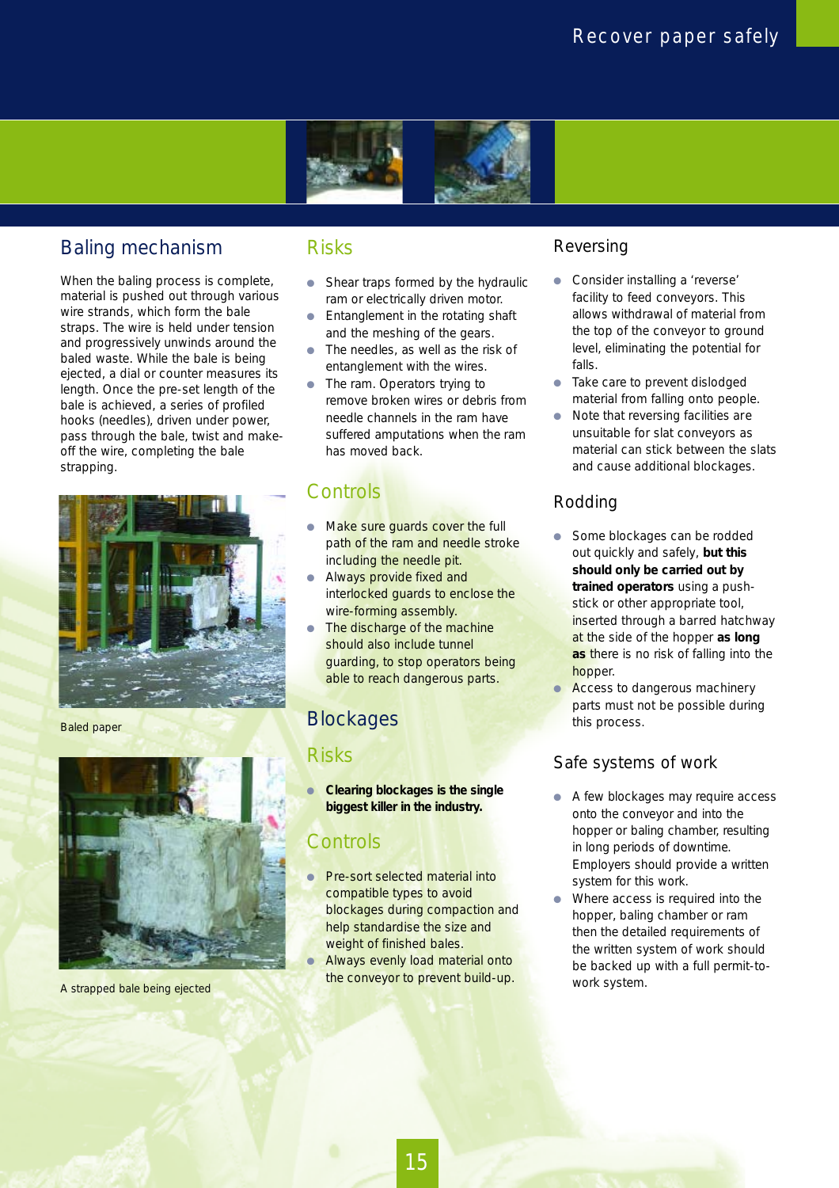## Baling mechanism

When the baling process is complete, material is pushed out through various wire strands, which form the bale straps. The wire is held under tension and progressively unwinds around the baled waste. While the bale is being ejected, a dial or counter measures its length. Once the pre-set length of the bale is achieved, a series of profiled hooks (needles), driven under power, pass through the bale, twist and make-off the wire, completing the bale strapping.

Baled paper

A strapped bale being ejected

### Risks

- Shear traps formed by the hydraulic ram or electrically driven motor.
- Entanglement in the rotating shaft and the meshing of the gears.
- The needles, as well as the risk of entanglement with the wires.
- The ram. Operators trying to remove broken wires or debris from needle channels in the ram have suffered amputations when the ram has moved back.

### Controls

- Make sure guards cover the full path of the ram and needle stroke including the needle pit.
- Always provide fixed and interlocked guards to enclose the wire-forming assembly.
- The discharge of the machine should also include tunnel guarding, to stop operators being able to reach dangerous parts.

## Blockages

### Risks

- **Clearing blockages is the single biggest killer in the industry.**

### Controls

- Pre-sort selected material into compatible types to avoid blockages during compaction and help standardise the size and weight of finished bales.
- Always evenly load material onto the conveyor to prevent build-up.

### Reversing

- Consider installing a 'reverse' facility to feed conveyors. This allows withdrawal of material from the top of the conveyor to ground level, eliminating the potential for falls.
- Take care to prevent dislodged material from falling onto people.
- Note that reversing facilities are unsuitable for slat conveyors as material can stick between the slats and cause additional blockages.

### Rodding

- Some blockages can be rodded out quickly and safely, **but this should only be carried out by trained operators** using a push-stick or other appropriate tool, inserted through a barred hatchway at the side of the hopper **as long as** there is no risk of falling into the hopper.
- Access to dangerous machinery parts must not be possible during this process.

### Safe systems of work

- A few blockages may require access onto the conveyor and into the hopper or baling chamber, resulting in long periods of downtime. Employers should provide a written system for this work.
- Where access is required into the hopper, baling chamber or ram then the detailed requirements of the written system of work should be backed up with a full permit-to-work system.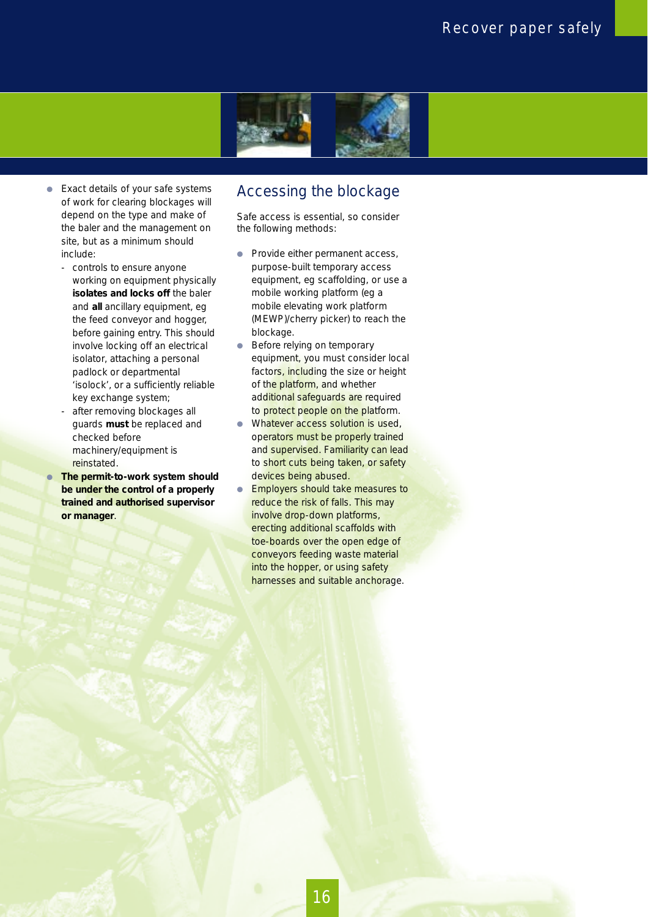- Exact details of your safe systems of work for clearing blockages will depend on the type and make of the baler and the management on site, but as a minimum should include:
  - controls to ensure anyone working on equipment physically **isolates and locks off** the baler and **all** ancillary equipment, eg the feed conveyor and hogger, before gaining entry. This should involve locking off an electrical isolator, attaching a personal padlock or departmental 'isolock', or a sufficiently reliable key exchange system;
  - after removing blockages all guards **must** be replaced and checked before machinery/equipment is reinstated.
- **The permit-to-work system should be under the control of a properly trained and authorised supervisor or manager**.

## Accessing the blockage

Safe access is essential, so consider the following methods:

- Provide either permanent access, purpose-built temporary access equipment, eg scaffolding, or use a mobile working platform (eg a mobile elevating work platform (MEWP)/cherry picker) to reach the blockage.
- Before relying on temporary equipment, you must consider local factors, including the size or height of the platform, and whether additional safeguards are required to protect people on the platform.
- Whatever access solution is used, operators must be properly trained and supervised. Familiarity can lead to short cuts being taken, or safety devices being abused.
- Employers should take measures to reduce the risk of falls. This may involve drop-down platforms, erecting additional scaffolds with toe-boards over the open edge of conveyors feeding waste material into the hopper, or using safety harnesses and suitable anchorage.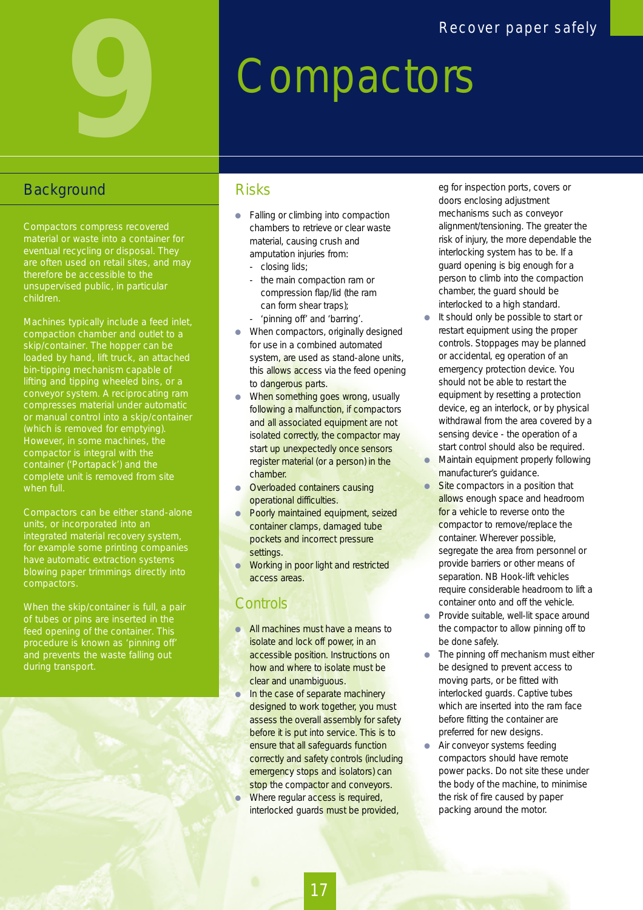# 9 Compactors

## Background

Compactors compress recovered material or waste into a container for eventual recycling or disposal. They are often used on retail sites, and may therefore be accessible to the unsupervised public, in particular children.

Machines typically include a feed inlet, compaction chamber and outlet to a skip/container. The hopper can be loaded by hand, lift truck, an attached bin-tipping mechanism capable of lifting and tipping wheeled bins, or a conveyor system. A reciprocating ram compresses material under automatic or manual control into a skip/container (which is removed for emptying). However, in some machines, the compactor is integral with the container ('Portapack') and the complete unit is removed from site when full.

Compactors can be either stand-alone units, or incorporated into an integrated material recovery system, for example some printing companies have automatic extraction systems blowing paper trimmings directly into compactors.

When the skip/container is full, a pair of tubes or pins are inserted in the feed opening of the container. This procedure is known as 'pinning off' and prevents the waste falling out during transport.

## Risks

- Falling or climbing into compaction chambers to retrieve or clear waste material, causing crush and amputation injuries from:
  - closing lids;
  - the main compaction ram or compression flap/lid (the ram can form shear traps);
  - 'pinning off' and 'barring'.
- When compactors, originally designed for use in a combined automated system, are used as stand-alone units, this allows access via the feed opening to dangerous parts.
- When something goes wrong, usually following a malfunction, if compactors and all associated equipment are not isolated correctly, the compactor may start up unexpectedly once sensors register material (or a person) in the chamber.
- Overloaded containers causing operational difficulties.
- Poorly maintained equipment, seized container clamps, damaged tube pockets and incorrect pressure settings.
- Working in poor light and restricted access areas.

## Controls

- All machines must have a means to isolate and lock off power, in an accessible position. Instructions on how and where to isolate must be clear and unambiguous.
- In the case of separate machinery designed to work together, you must assess the overall assembly for safety before it is put into service. This is to ensure that all safeguards function correctly and safety controls (including emergency stops and isolators) can stop the compactor and conveyors.
- Where regular access is required, interlocked guards must be provided, eg for inspection ports, covers or doors enclosing adjustment mechanisms such as conveyor alignment/tensioning. The greater the risk of injury, the more dependable the interlocking system has to be. If a guard opening is big enough for a person to climb into the compaction chamber, the guard should be interlocked to a high standard.
- It should only be possible to start or restart equipment using the proper controls. Stoppages may be planned or accidental, eg operation of an emergency protection device. You should not be able to restart the equipment by resetting a protection device, eg an interlock, or by physical withdrawal from the area covered by a sensing device - the operation of a start control should also be required.
- Maintain equipment properly following manufacturer's guidance.
- Site compactors in a position that allows enough space and headroom for a vehicle to reverse onto the compactor to remove/replace the container. Wherever possible, segregate the area from personnel or provide barriers or other means of separation. NB Hook-lift vehicles require considerable headroom to lift a container onto and off the vehicle.
- Provide suitable, well-lit space around the compactor to allow pinning off to be done safely.
- The pinning off mechanism must either be designed to prevent access to moving parts, or be fitted with interlocked guards. Captive tubes which are inserted into the ram face before fitting the container are preferred for new designs.
- Air conveyor systems feeding compactors should have remote power packs. Do not site these under the body of the machine, to minimise the risk of fire caused by paper packing around the motor.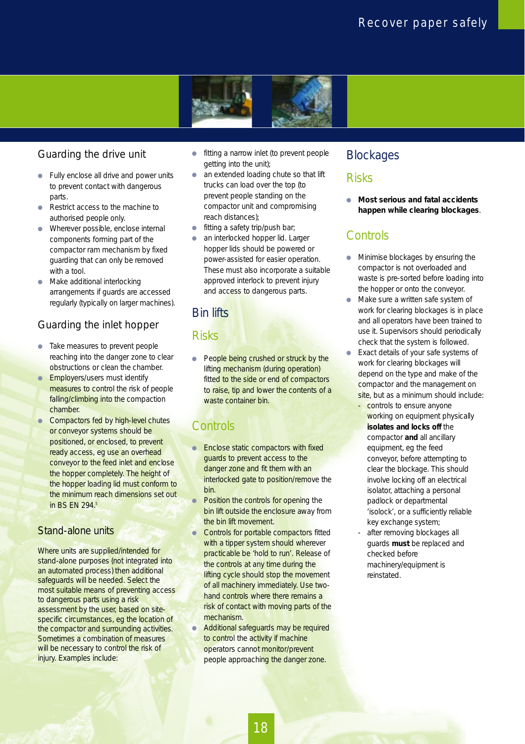## Guarding the drive unit

- Fully enclose all drive and power units to prevent contact with dangerous parts.
- Restrict access to the machine to authorised people only.
- Wherever possible, enclose internal components forming part of the compactor ram mechanism by fixed guarding that can only be removed with a tool.
- Make additional interlocking arrangements if guards are accessed regularly (typically on larger machines).

## Guarding the inlet hopper

- Take measures to prevent people reaching into the danger zone to clear obstructions or clean the chamber.
- Employers/users must identify measures to control the risk of people falling/climbing into the compaction chamber.
- Compactors fed by high-level chutes or conveyor systems should be positioned, or enclosed, to prevent ready access, eg use an overhead conveyor to the feed inlet and enclose the hopper completely. The height of the hopper loading lid must conform to the minimum reach dimensions set out in BS EN 294.[5]

## Stand-alone units

Where units are supplied/intended for stand-alone purposes (not integrated into an automated process) then additional safeguards will be needed. Select the most suitable means of preventing access to dangerous parts using a risk assessment by the user, based on site-specific circumstances, eg the location of the compactor and surrounding activities. Sometimes a combination of measures will be necessary to control the risk of injury. Examples include:

- fitting a narrow inlet (to prevent people getting into the unit);
- an extended loading chute so that lift trucks can load over the top (to prevent people standing on the compactor unit and compromising reach distances);
- fitting a safety trip/push bar;
- an interlocked hopper lid. Larger hopper lids should be powered or power-assisted for easier operation. These must also incorporate a suitable approved interlock to prevent injury and access to dangerous parts.

# Bin lifts

## Risks

- People being crushed or struck by the lifting mechanism (during operation) fitted to the side or end of compactors to raise, tip and lower the contents of a waste container bin.

## Controls

- Enclose static compactors with fixed guards to prevent access to the danger zone and fit them with an interlocked gate to position/remove the bin.
- Position the controls for opening the bin lift outside the enclosure away from the bin lift movement.
- Controls for portable compactors fitted with a tipper system should wherever practicable be 'hold to run'. Release of the controls at any time during the lifting cycle should stop the movement of all machinery immediately. Use two-hand controls where there remains a risk of contact with moving parts of the mechanism.
- Additional safeguards may be required to control the activity if machine operators cannot monitor/prevent people approaching the danger zone.

# Blockages

## Risks

- **Most serious and fatal accidents happen while clearing blockages**.

## Controls

- Minimise blockages by ensuring the compactor is not overloaded and waste is pre-sorted before loading into the hopper or onto the conveyor.
- Make sure a written safe system of work for clearing blockages is in place and all operators have been trained to use it. Supervisors should periodically check that the system is followed.
- Exact details of your safe systems of work for clearing blockages will depend on the type and make of the compactor and the management on site, but as a minimum should include:
  - controls to ensure anyone working on equipment physically **isolates and locks off** the compactor **and** all ancillary equipment, eg the feed conveyor, before attempting to clear the blockage. This should involve locking off an electrical isolator, attaching a personal padlock or departmental 'isolock', or a sufficiently reliable key exchange system;
  - after removing blockages all guards **must** be replaced and checked before machinery/equipment is reinstated.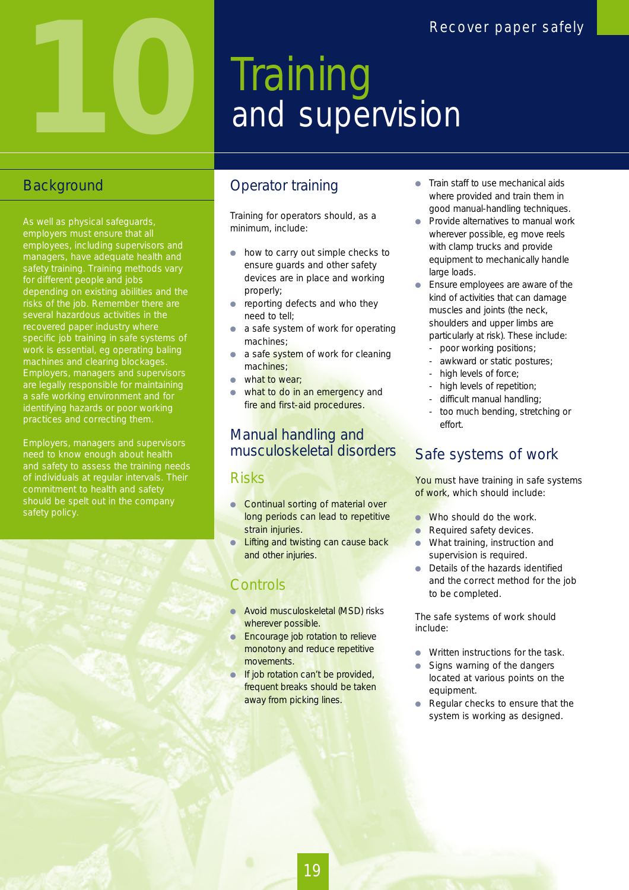# 10 Training and supervision

## Background

As well as physical safeguards, employers must ensure that all employees, including supervisors and managers, have adequate health and safety training. Training methods vary for different people and jobs depending on existing abilities and the risks of the job. Remember there are several hazardous activities in the recovered paper industry where specific job training in safe systems of work is essential, eg operating baling machines and clearing blockages. Employers, managers and supervisors are legally responsible for maintaining a safe working environment and for identifying hazards or poor working practices and correcting them.

Employers, managers and supervisors need to know enough about health and safety to assess the training needs of individuals at regular intervals. Their commitment to health and safety should be spelt out in the company safety policy.

## Operator training

Training for operators should, as a minimum, include:

- how to carry out simple checks to ensure guards and other safety devices are in place and working properly;
- reporting defects and who they need to tell;
- a safe system of work for operating machines;
- a safe system of work for cleaning machines;
- what to wear;
- what to do in an emergency and fire and first-aid procedures.

## Manual handling and musculoskeletal disorders

### Risks

- Continual sorting of material over long periods can lead to repetitive strain injuries.
- Lifting and twisting can cause back and other injuries.

### Controls

- Avoid musculoskeletal (MSD) risks wherever possible.
- Encourage job rotation to relieve monotony and reduce repetitive movements.
- If job rotation can't be provided, frequent breaks should be taken away from picking lines.
- Train staff to use mechanical aids where provided and train them in good manual-handling techniques.
- Provide alternatives to manual work wherever possible, eg move reels with clamp trucks and provide equipment to mechanically handle large loads.
- Ensure employees are aware of the kind of activities that can damage muscles and joints (the neck, shoulders and upper limbs are particularly at risk). These include:
  - poor working positions;
  - awkward or static postures;
  - high levels of force;
  - high levels of repetition;
  - difficult manual handling;
  - too much bending, stretching or effort.

## Safe systems of work

You must have training in safe systems of work, which should include:

- Who should do the work.
- Required safety devices.
- What training, instruction and supervision is required.
- Details of the hazards identified and the correct method for the job to be completed.

The safe systems of work should include:

- Written instructions for the task.
- Signs warning of the dangers located at various points on the equipment.
- Regular checks to ensure that the system is working as designed.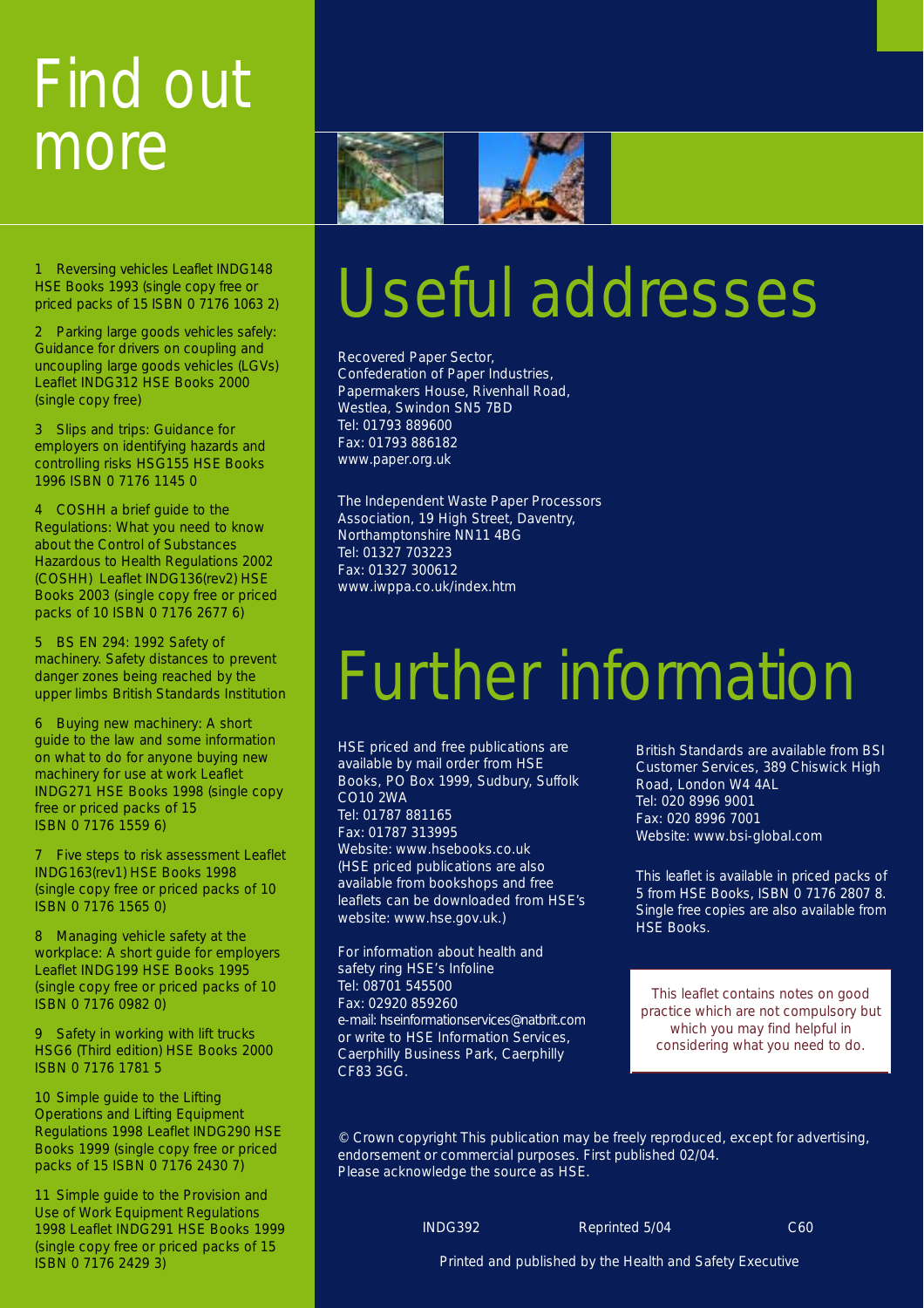# Find out more

1 Reversing vehicles Leaflet INDG148 HSE Books 1993 (single copy free or priced packs of 15 ISBN 0 7176 1063 2)

2 Parking large goods vehicles safely: Guidance for drivers on coupling and uncoupling large goods vehicles (LGVs) Leaflet INDG312 HSE Books 2000 (single copy free)

3 Slips and trips: Guidance for employers on identifying hazards and controlling risks HSG155 HSE Books 1996 ISBN 0 7176 1145 0

4 COSHH a brief guide to the Regulations: What you need to know about the Control of Substances Hazardous to Health Regulations 2002 (COSHH) Leaflet INDG136(rev2) HSE Books 2003 (single copy free or priced packs of 10 ISBN 0 7176 2677 6)

5 BS EN 294: 1992 Safety of machinery. Safety distances to prevent danger zones being reached by the upper limbs British Standards Institution

6 Buying new machinery: A short guide to the law and some information on what to do for anyone buying new machinery for use at work Leaflet INDG271 HSE Books 1998 (single copy free or priced packs of 15 ISBN 0 7176 1559 6)

7 Five steps to risk assessment Leaflet INDG163(rev1) HSE Books 1998 (single copy free or priced packs of 10 ISBN 0 7176 1565 0)

8 Managing vehicle safety at the workplace: A short guide for employers Leaflet INDG199 HSE Books 1995 (single copy free or priced packs of 10 ISBN 0 7176 0982 0)

9 Safety in working with lift trucks HSG6 (Third edition) HSE Books 2000 ISBN 0 7176 1781 5

10 Simple guide to the Lifting Operations and Lifting Equipment Regulations 1998 Leaflet INDG290 HSE Books 1999 (single copy free or priced packs of 15 ISBN 0 7176 2430 7)

11 Simple guide to the Provision and Use of Work Equipment Regulations 1998 Leaflet INDG291 HSE Books 1999 (single copy free or priced packs of 15 ISBN 0 7176 2429 3)

# Useful addresses

Recovered Paper Sector,
Confederation of Paper Industries,
Papermakers House, Rivenhall Road,
Westlea, Swindon SN5 7BD
Tel: 01793 889600
Fax: 01793 886182
www.paper.org.uk

The Independent Waste Paper Processors Association, 19 High Street, Daventry, Northamptonshire NN11 4BG
Tel: 01327 703223
Fax: 01327 300612
www.iwppa.co.uk/index.htm

# Further information

HSE priced and free publications are available by mail order from HSE Books, PO Box 1999, Sudbury, Suffolk CO10 2WA
Tel: 01787 881165
Fax: 01787 313995
Website: www.hsebooks.co.uk
(HSE priced publications are also available from bookshops and free leaflets can be downloaded from HSE's website: www.hse.gov.uk.)

For information about health and safety ring HSE's Infoline
Tel: 08701 545500
Fax: 02920 859260
e-mail: hseinformationservices@natbrit.com
or write to HSE Information Services, Caerphilly Business Park, Caerphilly CF83 3GG.

British Standards are available from BSI Customer Services, 389 Chiswick High Road, London W4 4AL
Tel: 020 8996 9001
Fax: 020 8996 7001
Website: www.bsi-global.com

This leaflet is available in priced packs of 5 from HSE Books, ISBN 0 7176 2807 8. Single free copies are also available from HSE Books.

This leaflet contains notes on good practice which are not compulsory but which you may find helpful in considering what you need to do.

© Crown copyright This publication may be freely reproduced, except for advertising, endorsement or commercial purposes. First published 02/04. Please acknowledge the source as HSE.

INDG392 Reprinted 5/04 C60

Printed and published by the Health and Safety Executive